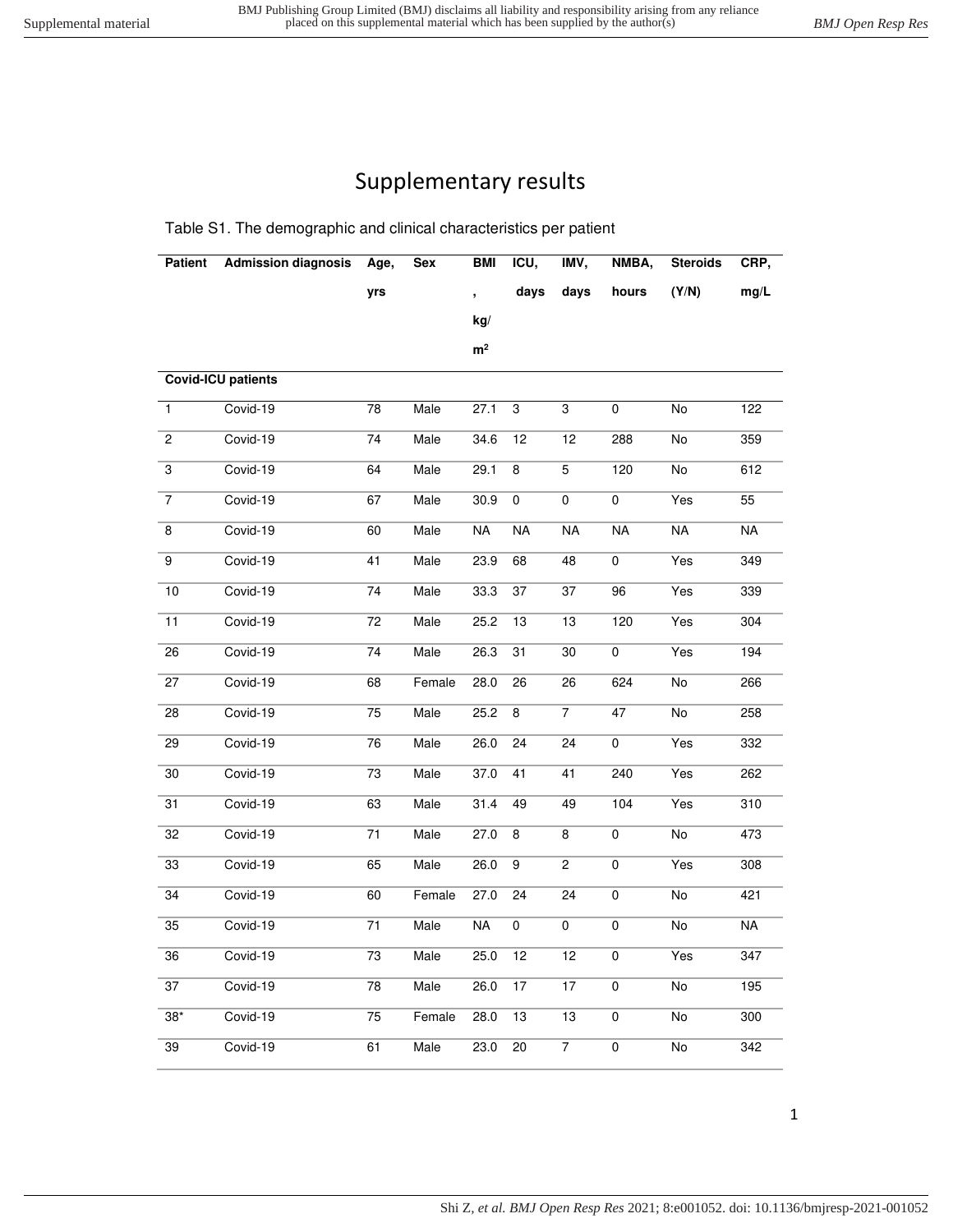# Supplementary results

Table S1. The demographic and clinical characteristics per patient

| Patient | Admission diagnosis | Age, yrs | Sex | BMI, kg/m² | ICU, days | IMV, days | NMBA, hours | Steroids (Y/N) | CRP, mg/L |
|---|---|---|---|---|---|---|---|---|---|
| **Covid-ICU patients** | | | | | | | | | |
| 1 | Covid-19 | 78 | Male | 27.1 | 3 | 3 | 0 | No | 122 |
| 2 | Covid-19 | 74 | Male | 34.6 | 12 | 12 | 288 | No | 359 |
| 3 | Covid-19 | 64 | Male | 29.1 | 8 | 5 | 120 | No | 612 |
| 7 | Covid-19 | 67 | Male | 30.9 | 0 | 0 | 0 | Yes | 55 |
| 8 | Covid-19 | 60 | Male | NA | NA | NA | NA | NA | NA |
| 9 | Covid-19 | 41 | Male | 23.9 | 68 | 48 | 0 | Yes | 349 |
| 10 | Covid-19 | 74 | Male | 33.3 | 37 | 37 | 96 | Yes | 339 |
| 11 | Covid-19 | 72 | Male | 25.2 | 13 | 13 | 120 | Yes | 304 |
| 26 | Covid-19 | 74 | Male | 26.3 | 31 | 30 | 0 | Yes | 194 |
| 27 | Covid-19 | 68 | Female | 28.0 | 26 | 26 | 624 | No | 266 |
| 28 | Covid-19 | 75 | Male | 25.2 | 8 | 7 | 47 | No | 258 |
| 29 | Covid-19 | 76 | Male | 26.0 | 24 | 24 | 0 | Yes | 332 |
| 30 | Covid-19 | 73 | Male | 37.0 | 41 | 41 | 240 | Yes | 262 |
| 31 | Covid-19 | 63 | Male | 31.4 | 49 | 49 | 104 | Yes | 310 |
| 32 | Covid-19 | 71 | Male | 27.0 | 8 | 8 | 0 | No | 473 |
| 33 | Covid-19 | 65 | Male | 26.0 | 9 | 2 | 0 | Yes | 308 |
| 34 | Covid-19 | 60 | Female | 27.0 | 24 | 24 | 0 | No | 421 |
| 35 | Covid-19 | 71 | Male | NA | 0 | 0 | 0 | No | NA |
| 36 | Covid-19 | 73 | Male | 25.0 | 12 | 12 | 0 | Yes | 347 |
| 37 | Covid-19 | 78 | Male | 26.0 | 17 | 17 | 0 | No | 195 |
| 38* | Covid-19 | 75 | Female | 28.0 | 13 | 13 | 0 | No | 300 |
| 39 | Covid-19 | 61 | Male | 23.0 | 20 | 7 | 0 | No | 342 |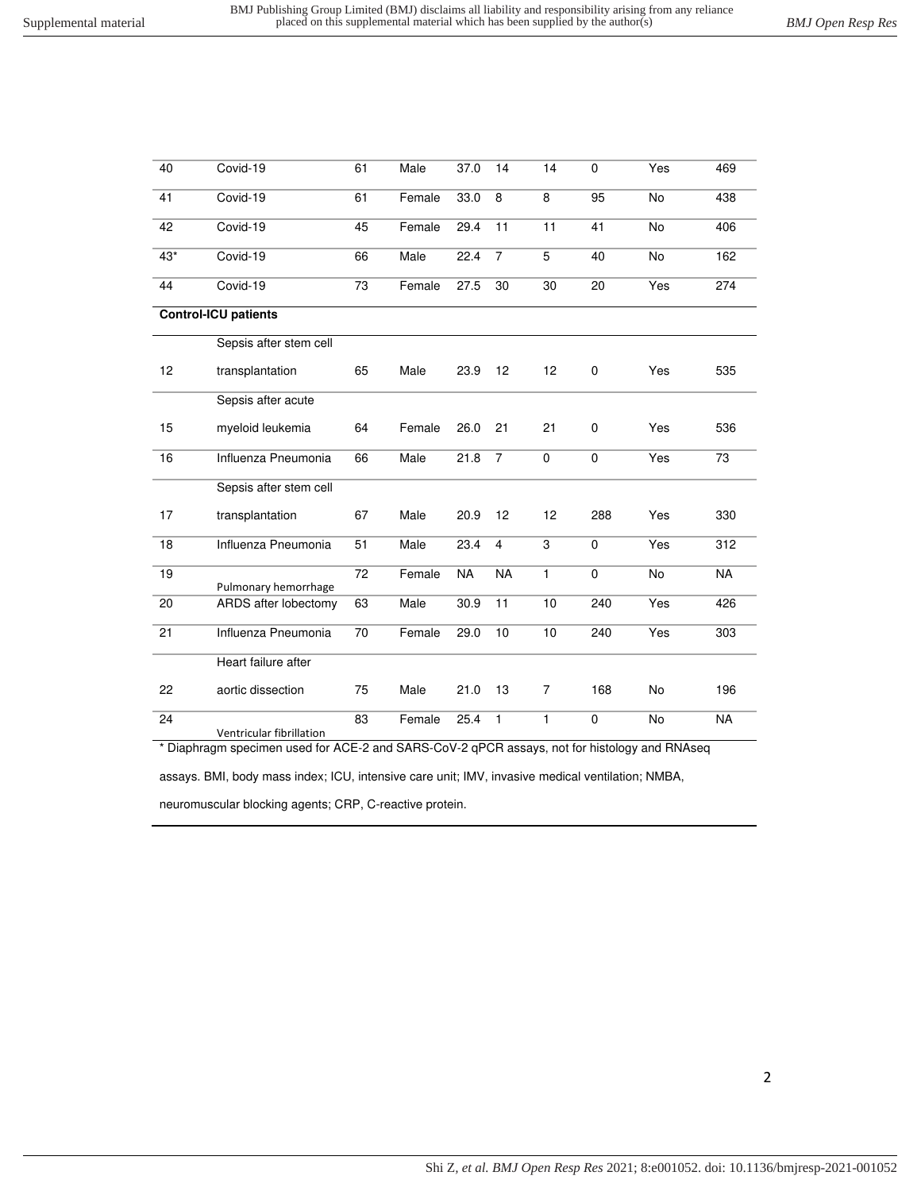| | | | | | | | | | |
|---|---|---|---|---|---|---|---|---|---|
| 40 | Covid-19 | 61 | Male | 37.0 | 14 | 14 | 0 | Yes | 469 |
| 41 | Covid-19 | 61 | Female | 33.0 | 8 | 8 | 95 | No | 438 |
| 42 | Covid-19 | 45 | Female | 29.4 | 11 | 11 | 41 | No | 406 |
| 43* | Covid-19 | 66 | Male | 22.4 | 7 | 5 | 40 | No | 162 |
| 44 | Covid-19 | 73 | Female | 27.5 | 30 | 30 | 20 | Yes | 274 |
| **Control-ICU patients** | | | | | | | | | |
| 12 | Sepsis after stem cell transplantation | 65 | Male | 23.9 | 12 | 12 | 0 | Yes | 535 |
| 15 | Sepsis after acute myeloid leukemia | 64 | Female | 26.0 | 21 | 21 | 0 | Yes | 536 |
| 16 | Influenza Pneumonia | 66 | Male | 21.8 | 7 | 0 | 0 | Yes | 73 |
| 17 | Sepsis after stem cell transplantation | 67 | Male | 20.9 | 12 | 12 | 288 | Yes | 330 |
| 18 | Influenza Pneumonia | 51 | Male | 23.4 | 4 | 3 | 0 | Yes | 312 |
| 19 | Pulmonary hemorrhage | 72 | Female | NA | NA | 1 | 0 | No | NA |
| 20 | ARDS after lobectomy | 63 | Male | 30.9 | 11 | 10 | 240 | Yes | 426 |
| 21 | Influenza Pneumonia | 70 | Female | 29.0 | 10 | 10 | 240 | Yes | 303 |
| 22 | Heart failure after aortic dissection | 75 | Male | 21.0 | 13 | 7 | 168 | No | 196 |
| 24 | Ventricular fibrillation | 83 | Female | 25.4 | 1 | 1 | 0 | No | NA |

* Diaphragm specimen used for ACE-2 and SARS-CoV-2 qPCR assays, not for histology and RNAseq assays. BMI, body mass index; ICU, intensive care unit; IMV, invasive medical ventilation; NMBA, neuromuscular blocking agents; CRP, C-reactive protein.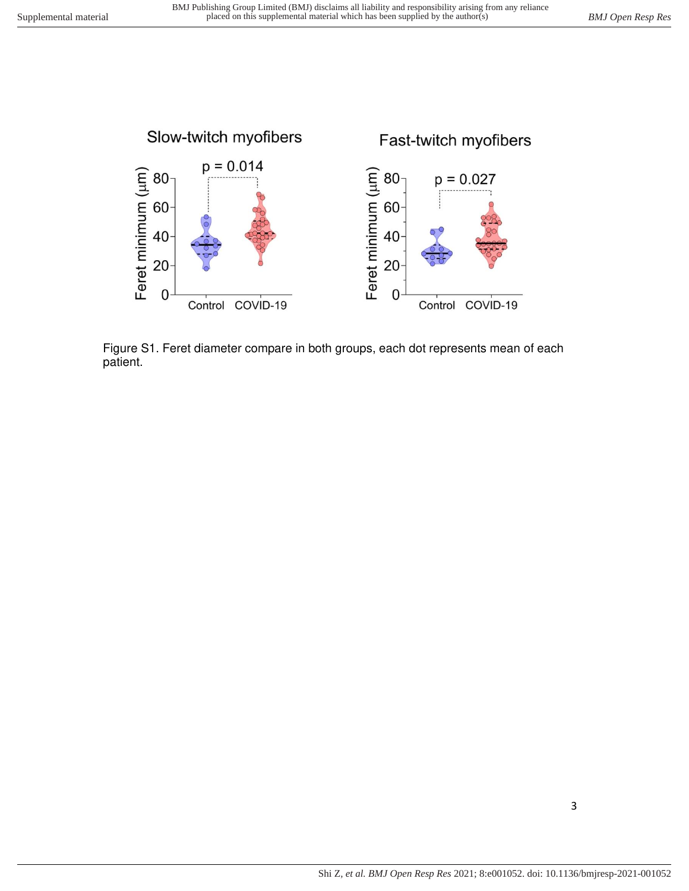Slow-twitch myofibers

p = 0.014

Feret minimum (μm)

80
60
40
20
0

Control COVID-19

Fast-twitch myofibers

p = 0.027

Feret minimum (μm)

80
60
40
20
0

Control COVID-19

Figure S1. Feret diameter compare in both groups, each dot represents mean of each patient.